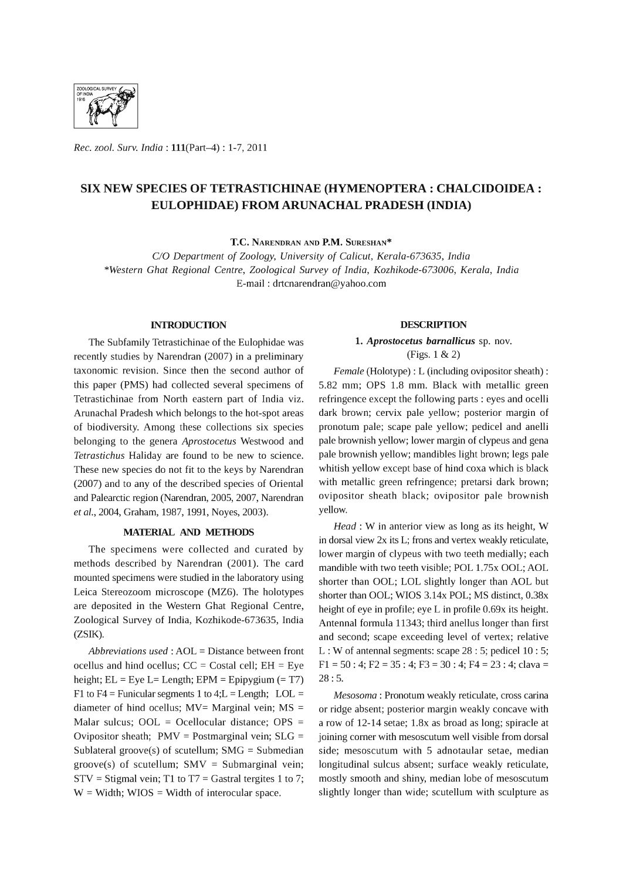*Rec. zool. Surv. India* : **111**(Part–4) : 1-7, 2011

# SIX NEW SPECIES OF TETRASTICHINAE (HYMENOPTERA : CHALCIDOIDEA : EULOPHIDAE) FROM ARUNACHAL PRADESH (INDIA)

**T.C. Narendran and P.M. Sureshan***

*C/O Department of Zoology, University of Calicut, Kerala-673635, India*
**Western Ghat Regional Centre, Zoological Survey of India, Kozhikode-673006, Kerala, India*
E-mail : drtcnarendran@yahoo.com

## INTRODUCTION

The Subfamily Tetrastichinae of the Eulophidae was recently studies by Narendran (2007) in a preliminary taxonomic revision. Since then the second author of this paper (PMS) had collected several specimens of Tetrastichinae from North eastern part of India viz. Arunachal Pradesh which belongs to the hot-spot areas of biodiversity. Among these collections six species belonging to the genera *Aprostocetus* Westwood and *Tetrastichus* Haliday are found to be new to science. These new species do not fit to the keys by Narendran (2007) and to any of the described species of Oriental and Palearctic region (Narendran, 2005, 2007, Narendran *et al.*, 2004, Graham, 1987, 1991, Noyes, 2003).

## MATERIAL AND METHODS

The specimens were collected and curated by methods described by Narendran (2001). The card mounted specimens were studied in the laboratory using Leica Stereozoom microscope (MZ6). The holotypes are deposited in the Western Ghat Regional Centre, Zoological Survey of India, Kozhikode-673635, India (ZSIK).

*Abbreviations used* : AOL = Distance between front ocellus and hind ocellus; CC = Costal cell; EH = Eye height; EL = Eye L= Length; EPM = Epipygium (= T7) F1 to F4 = Funicular segments 1 to 4;L = Length; LOL = diameter of hind ocellus; MV= Marginal vein; MS = Malar sulcus; OOL = Ocellocular distance; OPS = Ovipositor sheath; PMV = Postmarginal vein; SLG = Sublateral groove(s) of scutellum; SMG = Submedian groove(s) of scutellum; SMV = Submarginal vein; STV = Stigmal vein; T1 to T7 = Gastral tergites 1 to 7; W = Width; WIOS = Width of interocular space.

## DESCRIPTION

### 1. *Aprostocetus barnallicus* sp. nov.

(Figs. 1 & 2)

*Female* (Holotype) : L (including ovipositor sheath) : 5.82 mm; OPS 1.8 mm. Black with metallic green refringence except the following parts : eyes and ocelli dark brown; cervix pale yellow; posterior margin of pronotum pale; scape pale yellow; pedicel and anelli pale brownish yellow; lower margin of clypeus and gena pale brownish yellow; mandibles light brown; legs pale whitish yellow except base of hind coxa which is black with metallic green refringence; pretarsi dark brown; ovipositor sheath black; ovipositor pale brownish yellow.

*Head* : W in anterior view as long as its height, W in dorsal view 2x its L; frons and vertex weakly reticulate, lower margin of clypeus with two teeth medially; each mandible with two teeth visible; POL 1.75x OOL; AOL shorter than OOL; LOL slightly longer than AOL but shorter than OOL; WIOS 3.14x POL; MS distinct, 0.38x height of eye in profile; eye L in profile 0.69x its height. Antennal formula 11343; third anellus longer than first and second; scape exceeding level of vertex; relative L : W of antennal segments: scape 28 : 5; pedicel 10 : 5; F1 = 50 : 4; F2 = 35 : 4; F3 = 30 : 4; F4 = 23 : 4; clava = 28 : 5.

*Mesosoma* : Pronotum weakly reticulate, cross carina or ridge absent; posterior margin weakly concave with a row of 12-14 setae; 1.8x as broad as long; spiracle at joining corner with mesoscutum well visible from dorsal side; mesoscutum with 5 adnotaular setae, median longitudinal sulcus absent; surface weakly reticulate, mostly smooth and shiny, median lobe of mesoscutum slightly longer than wide; scutellum with sculpture as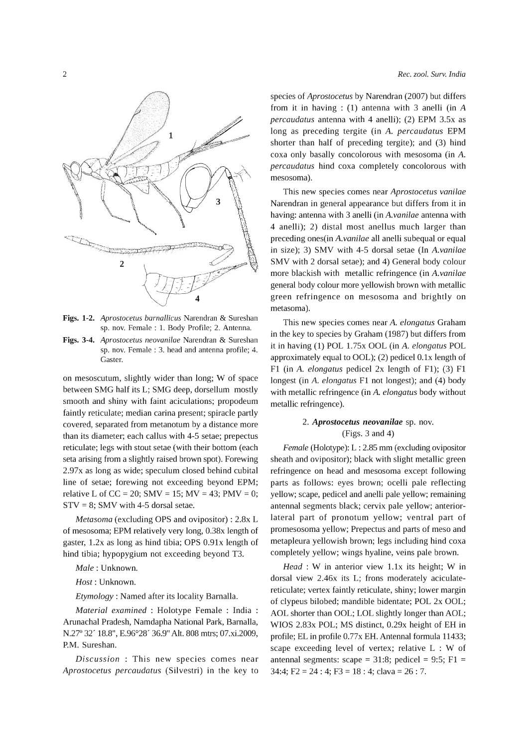**Figs. 1-2.** *Aprostocetus barnallicus* Narendran & Sureshan sp. nov. Female : 1. Body Profile; 2. Antenna.

**Figs. 3-4.** *Aprostocetus neovanilae* Narendran & Sureshan sp. nov. Female : 3. head and antenna profile; 4. Gaster.

on mesoscutum, slightly wider than long; W of space between SMG half its L; SMG deep, dorsellum mostly smooth and shiny with faint aciculations; propodeum faintly reticulate; median carina present; spiracle partly covered, separated from metanotum by a distance more than its diameter; each callus with 4-5 setae; prepectus reticulate; legs with stout setae (with their bottom (each seta arising from a slightly raised brown spot). Forewing 2.97x as long as wide; speculum closed behind cubital line of setae; forewing not exceeding beyond EPM; relative L of CC = 20; SMV = 15; MV = 43; PMV = 0; STV = 8; SMV with 4-5 dorsal setae.

*Metasoma* (excluding OPS and ovipositor) : 2.8x L of mesosoma; EPM relatively very long, 0.38x length of gaster, 1.2x as long as hind tibia; OPS 0.91x length of hind tibia; hypopygium not exceeding beyond T3.

*Male* : Unknown.

*Host* : Unknown.

*Etymology* : Named after its locality Barnalla.

*Material examined* : Holotype Female : India : Arunachal Pradesh, Namdapha National Park, Barnalla, N.27º 32´ 18.8", E.96°28´ 36.9" Alt. 808 mtrs; 07.xi.2009, P.M. Sureshan.

*Discussion* : This new species comes near *Aprostocetus percaudatus* (Silvestri) in the key to species of *Aprostocetus* by Narendran (2007) but differs from it in having : (1) antenna with 3 anelli (in *A percaudatus* antenna with 4 anelli); (2) EPM 3.5x as long as preceding tergite (in *A. percaudatus* EPM shorter than half of preceding tergite); and (3) hind coxa only basally concolorous with mesosoma (in *A. percaudatus* hind coxa completely concolorous with mesosoma).

This new species comes near *Aprostocetus vanilae* Narendran in general appearance but differs from it in having: antenna with 3 anelli (in *A.vanilae* antenna with 4 anelli); 2) distal most anellus much larger than preceding ones(in *A.vanilae* all anelli subequal or equal in size); 3) SMV with 4-5 dorsal setae (In *A.vanilae* SMV with 2 dorsal setae); and 4) General body colour more blackish with metallic refringence (in *A.vanilae* general body colour more yellowish brown with metallic green refringence on mesosoma and brightly on metasoma).

This new species comes near *A. elongatus* Graham in the key to species by Graham (1987) but differs from it in having (1) POL 1.75x OOL (in *A. elongatus* POL approximately equal to OOL); (2) pedicel 0.1x length of F1 (in *A. elongatus* pedicel 2x length of F1); (3) F1 longest (in *A. elongatus* F1 not longest); and (4) body with metallic refringence (in *A. elongatus* body without metallic refringence).

## 2. ***Aprostocetus neovanilae*** sp. nov.

(Figs. 3 and 4)

*Female* (Holotype): L : 2.85 mm (excluding ovipositor sheath and ovipositor); black with slight metallic green refringence on head and mesosoma except following parts as follows: eyes brown; ocelli pale reflecting yellow; scape, pedicel and anelli pale yellow; remaining antennal segments black; cervix pale yellow; anterior-lateral part of pronotum yellow; ventral part of promesosoma yellow; Prepectus and parts of meso and metapleura yellowish brown; legs including hind coxa completely yellow; wings hyaline, veins pale brown.

*Head* : W in anterior view 1.1x its height; W in dorsal view 2.46x its L; frons moderately aciculate-reticulate; vertex faintly reticulate, shiny; lower margin of clypeus bilobed; mandible bidentate; POL 2x OOL; AOL shorter than OOL; LOL slightly longer than AOL; WIOS 2.83x POL; MS distinct, 0.29x height of EH in profile; EL in profile 0.77x EH. Antennal formula 11433; scape exceeding level of vertex; relative L : W of antennal segments: scape = 31:8; pedicel = 9:5; F1 = 34:4; F2 = 24 : 4; F3 = 18 : 4; clava = 26 : 7.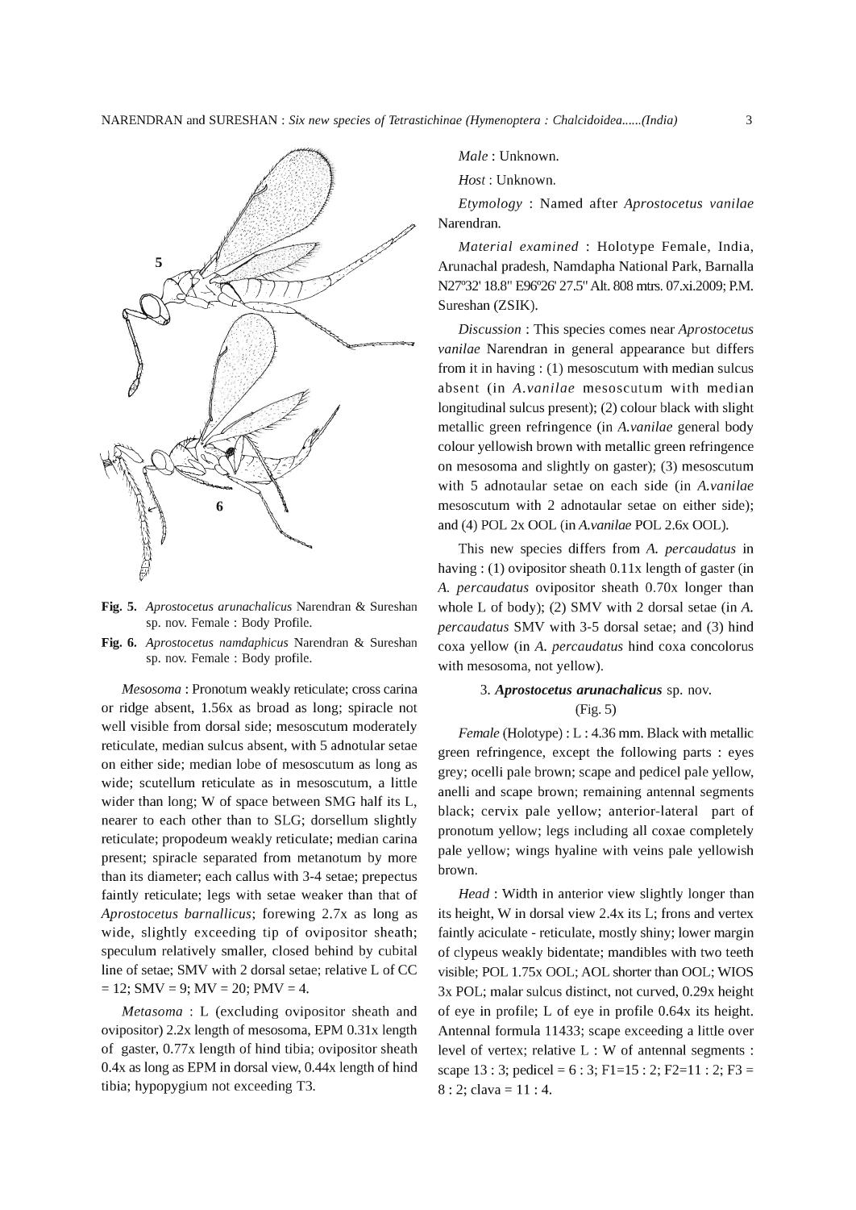Fig. 5. *Aprostocetus arunachalicus* Narendran & Sureshan sp. nov. Female : Body Profile.

Fig. 6. *Aprostocetus namdaphicus* Narendran & Sureshan sp. nov. Female : Body profile.

*Mesosoma* : Pronotum weakly reticulate; cross carina or ridge absent, 1.56x as broad as long; spiracle not well visible from dorsal side; mesoscutum moderately reticulate, median sulcus absent, with 5 adnotular setae on either side; median lobe of mesoscutum as long as wide; scutellum reticulate as in mesoscutum, a little wider than long; W of space between SMG half its L, nearer to each other than to SLG; dorsellum slightly reticulate; propodeum weakly reticulate; median carina present; spiracle separated from metanotum by more than its diameter; each callus with 3-4 setae; prepectus faintly reticulate; legs with setae weaker than that of *Aprostocetus barnallicus*; forewing 2.7x as long as wide, slightly exceeding tip of ovipositor sheath; speculum relatively smaller, closed behind by cubital line of setae; SMV with 2 dorsal setae; relative L of CC = 12; SMV = 9; MV = 20; PMV = 4.

*Metasoma* : L (excluding ovipositor sheath and ovipositor) 2.2x length of mesosoma, EPM 0.31x length of gaster, 0.77x length of hind tibia; ovipositor sheath 0.4x as long as EPM in dorsal view, 0.44x length of hind tibia; hypopygium not exceeding T3.

*Male* : Unknown.

*Host* : Unknown.

*Etymology* : Named after *Aprostocetus vanilae* Narendran.

*Material examined* : Holotype Female, India, Arunachal pradesh, Namdapha National Park, Barnalla N27º32' 18.8" E96º26' 27.5" Alt. 808 mtrs. 07.xi.2009; P.M. Sureshan (ZSIK).

*Discussion* : This species comes near *Aprostocetus vanilae* Narendran in general appearance but differs from it in having : (1) mesoscutum with median sulcus absent (in *A.vanilae* mesoscutum with median longitudinal sulcus present); (2) colour black with slight metallic green refringence (in *A.vanilae* general body colour yellowish brown with metallic green refringence on mesosoma and slightly on gaster); (3) mesoscutum with 5 adnotaular setae on each side (in *A.vanilae* mesoscutum with 2 adnotaular setae on either side); and (4) POL 2x OOL (in *A.vanilae* POL 2.6x OOL).

This new species differs from *A. percaudatus* in having : (1) ovipositor sheath 0.11x length of gaster (in *A. percaudatus* ovipositor sheath 0.70x longer than whole L of body); (2) SMV with 2 dorsal setae (in *A. percaudatus* SMV with 3-5 dorsal setae; and (3) hind coxa yellow (in *A. percaudatus* hind coxa concolorus with mesosoma, not yellow).

### 3. ***Aprostocetus arunachalicus*** sp. nov. (Fig. 5)

*Female* (Holotype) : L : 4.36 mm. Black with metallic green refringence, except the following parts : eyes grey; ocelli pale brown; scape and pedicel pale yellow, anelli and scape brown; remaining antennal segments black; cervix pale yellow; anterior-lateral part of pronotum yellow; legs including all coxae completely pale yellow; wings hyaline with veins pale yellowish brown.

*Head* : Width in anterior view slightly longer than its height, W in dorsal view 2.4x its L; frons and vertex faintly aciculate - reticulate, mostly shiny; lower margin of clypeus weakly bidentate; mandibles with two teeth visible; POL 1.75x OOL; AOL shorter than OOL; WIOS 3x POL; malar sulcus distinct, not curved, 0.29x height of eye in profile; L of eye in profile 0.64x its height. Antennal formula 11433; scape exceeding a little over level of vertex; relative L : W of antennal segments : scape 13 : 3; pedicel = 6 : 3; F1=15 : 2; F2=11 : 2; F3 = 8 : 2; clava = 11 : 4.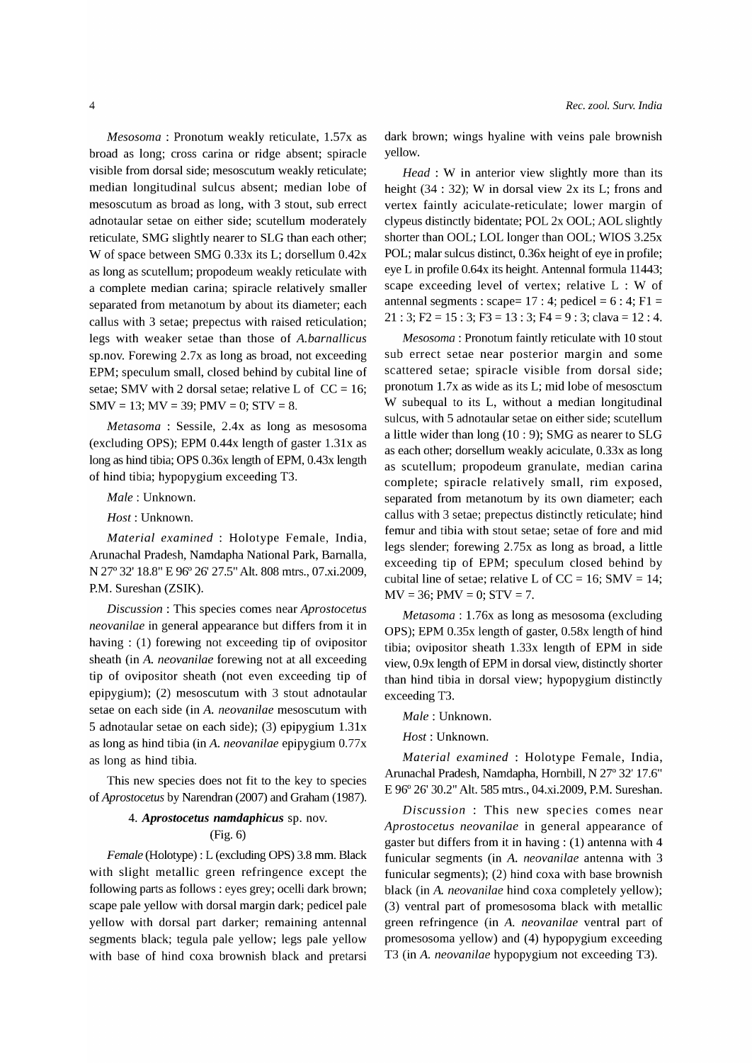*Mesosoma* : Pronotum weakly reticulate, 1.57x as broad as long; cross carina or ridge absent; spiracle visible from dorsal side; mesoscutum weakly reticulate; median longitudinal sulcus absent; median lobe of mesoscutum as broad as long, with 3 stout, sub errect adnotaular setae on either side; scutellum moderately reticulate, SMG slightly nearer to SLG than each other; W of space between SMG 0.33x its L; dorsellum 0.42x as long as scutellum; propodeum weakly reticulate with a complete median carina; spiracle relatively smaller separated from metanotum by about its diameter; each callus with 3 setae; prepectus with raised reticulation; legs with weaker setae than those of *A.barnallicus* sp.nov. Forewing 2.7x as long as broad, not exceeding EPM; speculum small, closed behind by cubital line of setae; SMV with 2 dorsal setae; relative L of CC = 16; SMV = 13; MV = 39; PMV = 0; STV = 8.

*Metasoma* : Sessile, 2.4x as long as mesosoma (excluding OPS); EPM 0.44x length of gaster 1.31x as long as hind tibia; OPS 0.36x length of EPM, 0.43x length of hind tibia; hypopygium exceeding T3.

*Male* : Unknown.

*Host* : Unknown.

*Material examined* : Holotype Female, India, Arunachal Pradesh, Namdapha National Park, Barnalla, N 27º 32' 18.8" E 96º 26' 27.5" Alt. 808 mtrs., 07.xi.2009, P.M. Sureshan (ZSIK).

*Discussion* : This species comes near *Aprostocetus neovanilae* in general appearance but differs from it in having : (1) forewing not exceeding tip of ovipositor sheath (in *A. neovanilae* forewing not at all exceeding tip of ovipositor sheath (not even exceeding tip of epipygium); (2) mesoscutum with 3 stout adnotaular setae on each side (in *A. neovanilae* mesoscutum with 5 adnotaular setae on each side); (3) epipygium 1.31x as long as hind tibia (in *A. neovanilae* epipygium 0.77x as long as hind tibia.

This new species does not fit to the key to species of *Aprostocetus* by Narendran (2007) and Graham (1987).

### 4. *Aprostocetus namdaphicus* sp. nov.

(Fig. 6)

*Female* (Holotype) : L (excluding OPS) 3.8 mm. Black with slight metallic green refringence except the following parts as follows : eyes grey; ocelli dark brown; scape pale yellow with dorsal margin dark; pedicel pale yellow with dorsal part darker; remaining antennal segments black; tegula pale yellow; legs pale yellow with base of hind coxa brownish black and pretarsi dark brown; wings hyaline with veins pale brownish yellow.

*Head* : W in anterior view slightly more than its height (34 : 32); W in dorsal view 2x its L; frons and vertex faintly aciculate-reticulate; lower margin of clypeus distinctly bidentate; POL 2x OOL; AOL slightly shorter than OOL; LOL longer than OOL; WIOS 3.25x POL; malar sulcus distinct, 0.36x height of eye in profile; eye L in profile 0.64x its height. Antennal formula 11443; scape exceeding level of vertex; relative L : W of antennal segments : scape= 17 : 4; pedicel = 6 : 4; F1 = 21 : 3; F2 = 15 : 3; F3 = 13 : 3; F4 = 9 : 3; clava = 12 : 4.

*Mesosoma* : Pronotum faintly reticulate with 10 stout sub errect setae near posterior margin and some scattered setae; spiracle visible from dorsal side; pronotum 1.7x as wide as its L; mid lobe of mesosctum W subequal to its L, without a median longitudinal sulcus, with 5 adnotaular setae on either side; scutellum a little wider than long (10 : 9); SMG as nearer to SLG as each other; dorsellum weakly aciculate, 0.33x as long as scutellum; propodeum granulate, median carina complete; spiracle relatively small, rim exposed, separated from metanotum by its own diameter; each callus with 3 setae; prepectus distinctly reticulate; hind femur and tibia with stout setae; setae of fore and mid legs slender; forewing 2.75x as long as broad, a little exceeding tip of EPM; speculum closed behind by cubital line of setae; relative L of CC = 16; SMV = 14; MV = 36; PMV = 0; STV = 7.

*Metasoma* : 1.76x as long as mesosoma (excluding OPS); EPM 0.35x length of gaster, 0.58x length of hind tibia; ovipositor sheath 1.33x length of EPM in side view, 0.9x length of EPM in dorsal view, distinctly shorter than hind tibia in dorsal view; hypopygium distinctly exceeding T3.

*Male* : Unknown.

*Host* : Unknown.

*Material examined* : Holotype Female, India, Arunachal Pradesh, Namdapha, Hornbill, N 27º 32' 17.6" E 96º 26' 30.2" Alt. 585 mtrs., 04.xi.2009, P.M. Sureshan.

*Discussion* : This new species comes near *Aprostocetus neovanilae* in general appearance of gaster but differs from it in having : (1) antenna with 4 funicular segments (in *A. neovanilae* antenna with 3 funicular segments); (2) hind coxa with base brownish black (in *A. neovanilae* hind coxa completely yellow); (3) ventral part of promesosoma black with metallic green refringence (in *A. neovanilae* ventral part of promesosoma yellow) and (4) hypopygium exceeding T3 (in *A. neovanilae* hypopygium not exceeding T3).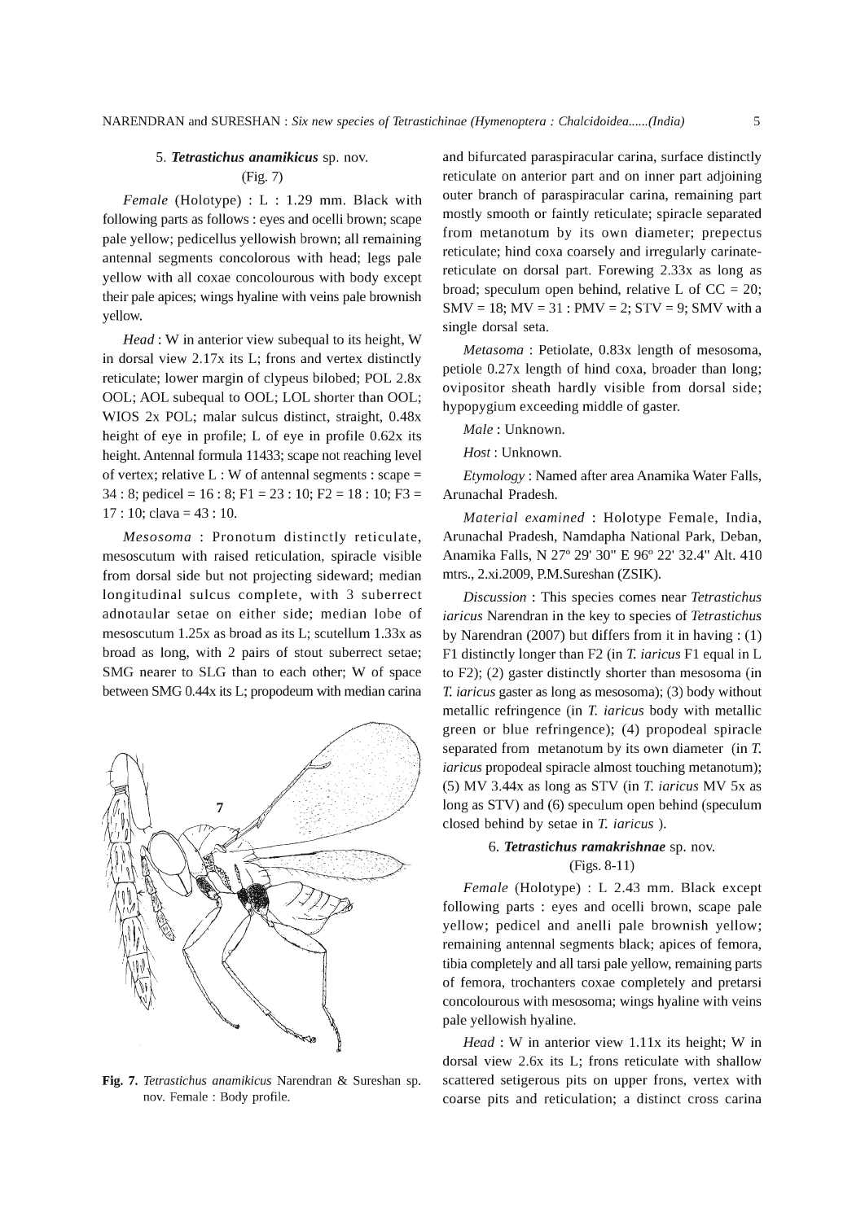### 5. ***Tetrastichus anamikicus*** sp. nov.

(Fig. 7)

*Female* (Holotype) : L : 1.29 mm. Black with following parts as follows : eyes and ocelli brown; scape pale yellow; pedicellus yellowish brown; all remaining antennal segments concolorous with head; legs pale yellow with all coxae concolourous with body except their pale apices; wings hyaline with veins pale brownish yellow.

*Head* : W in anterior view subequal to its height, W in dorsal view 2.17x its L; frons and vertex distinctly reticulate; lower margin of clypeus bilobed; POL 2.8x OOL; AOL subequal to OOL; LOL shorter than OOL; WIOS 2x POL; malar sulcus distinct, straight, 0.48x height of eye in profile; L of eye in profile 0.62x its height. Antennal formula 11433; scape not reaching level of vertex; relative L : W of antennal segments : scape = 34 : 8; pedicel = 16 : 8; F1 = 23 : 10; F2 = 18 : 10; F3 = 17 : 10; clava = 43 : 10.

*Mesosoma* : Pronotum distinctly reticulate, mesoscutum with raised reticulation, spiracle visible from dorsal side but not projecting sideward; median longitudinal sulcus complete, with 3 suberrect adnotaular setae on either side; median lobe of mesoscutum 1.25x as broad as its L; scutellum 1.33x as broad as long, with 2 pairs of stout suberrect setae; SMG nearer to SLG than to each other; W of space between SMG 0.44x its L; propodeum with median carina and bifurcated paraspiracular carina, surface distinctly reticulate on anterior part and on inner part adjoining outer branch of paraspiracular carina, remaining part mostly smooth or faintly reticulate; spiracle separated from metanotum by its own diameter; prepectus reticulate; hind coxa coarsely and irregularly carinate-reticulate on dorsal part. Forewing 2.33x as long as broad; speculum open behind, relative L of CC = 20; SMV = 18; MV = 31 : PMV = 2; STV = 9; SMV with a single dorsal seta.

*Metasoma* : Petiolate, 0.83x length of mesosoma, petiole 0.27x length of hind coxa, broader than long; ovipositor sheath hardly visible from dorsal side; hypopygium exceeding middle of gaster.

*Male* : Unknown.

*Host* : Unknown.

*Etymology* : Named after area Anamika Water Falls, Arunachal Pradesh.

*Material examined* : Holotype Female, India, Arunachal Pradesh, Namdapha National Park, Deban, Anamika Falls, N 27º 29' 30" E 96º 22' 32.4" Alt. 410 mtrs., 2.xi.2009, P.M.Sureshan (ZSIK).

*Discussion* : This species comes near *Tetrastichus iaricus* Narendran in the key to species of *Tetrastichus* by Narendran (2007) but differs from it in having : (1) F1 distinctly longer than F2 (in *T. iaricus* F1 equal in L to F2); (2) gaster distinctly shorter than mesosoma (in *T. iaricus* gaster as long as mesosoma); (3) body without metallic refringence (in *T. iaricus* body with metallic green or blue refringence); (4) propodeal spiracle separated from metanotum by its own diameter (in *T. iaricus* propodeal spiracle almost touching metanotum); (5) MV 3.44x as long as STV (in *T. iaricus* MV 5x as long as STV) and (6) speculum open behind (speculum closed behind by setae in *T. iaricus* ).

**Fig. 7.** *Tetrastichus anamikicus* Narendran & Sureshan sp. nov. Female : Body profile.

### 6. ***Tetrastichus ramakrishnae*** sp. nov.

(Figs. 8-11)

*Female* (Holotype) : L 2.43 mm. Black except following parts : eyes and ocelli brown, scape pale yellow; pedicel and anelli pale brownish yellow; remaining antennal segments black; apices of femora, tibia completely and all tarsi pale yellow, remaining parts of femora, trochanters coxae completely and pretarsi concolourous with mesosoma; wings hyaline with veins pale yellowish hyaline.

*Head* : W in anterior view 1.11x its height; W in dorsal view 2.6x its L; frons reticulate with shallow scattered setigerous pits on upper frons, vertex with coarse pits and reticulation; a distinct cross carina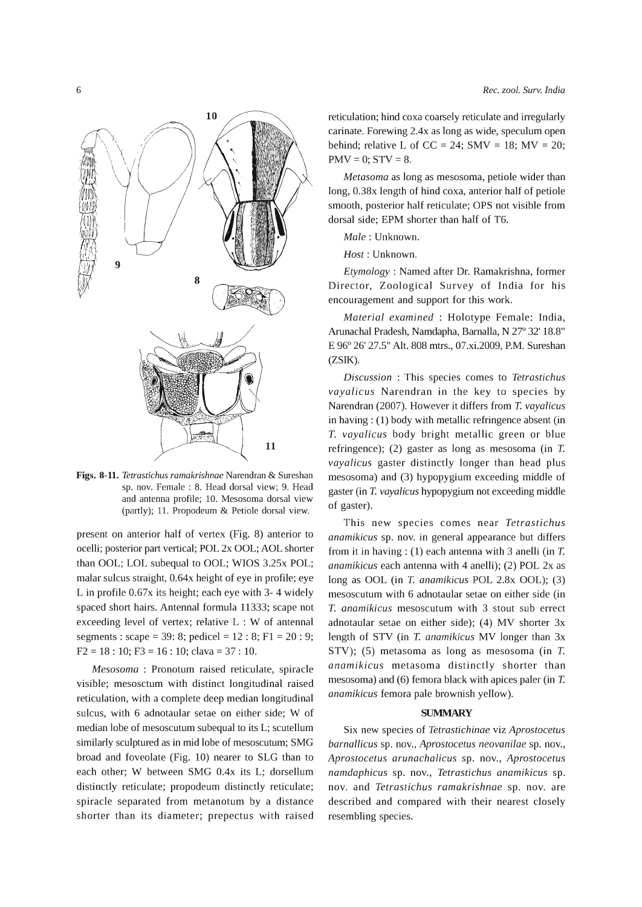**Figs. 8-11.** *Tetrastichus ramakrishnae* Narendran & Sureshan sp. nov. Female : 8. Head dorsal view; 9. Head and antenna profile; 10. Mesosoma dorsal view (partly); 11. Propodeum & Petiole dorsal view.

present on anterior half of vertex (Fig. 8) anterior to ocelli; posterior part vertical; POL 2x OOL; AOL shorter than OOL; LOL subequal to OOL; WIOS 3.25x POL; malar sulcus straight, 0.64x height of eye in profile; eye L in profile 0.67x its height; each eye with 3- 4 widely spaced short hairs. Antennal formula 11333; scape not exceeding level of vertex; relative L : W of antennal segments : scape = 39: 8; pedicel = 12 : 8; F1 = 20 : 9; F2 = 18 : 10; F3 = 16 : 10; clava = 37 : 10.

*Mesosoma* : Pronotum raised reticulate, spiracle visible; mesosctum with distinct longitudinal raised reticulation, with a complete deep median longitudinal sulcus, with 6 adnotaular setae on either side; W of median lobe of mesoscutum subequal to its L; scutellum similarly sculptured as in mid lobe of mesoscutum; SMG broad and foveolate (Fig. 10) nearer to SLG than to each other; W between SMG 0.4x its L; dorsellum distinctly reticulate; propodeum distinctly reticulate; spiracle separated from metanotum by a distance shorter than its diameter; prepectus with raised reticulation; hind coxa coarsely reticulate and irregularly carinate. Forewing 2.4x as long as wide, speculum open behind; relative L of CC = 24; SMV = 18; MV = 20; PMV = 0; STV = 8.

*Metasoma* as long as mesosoma, petiole wider than long, 0.38x length of hind coxa, anterior half of petiole smooth, posterior half reticulate; OPS not visible from dorsal side; EPM shorter than half of T6.

*Male* : Unknown.

*Host* : Unknown.

*Etymology* : Named after Dr. Ramakrishna, former Director, Zoological Survey of India for his encouragement and support for this work.

*Material examined* : Holotype Female: India, Arunachal Pradesh, Namdapha, Barnalla, N 27º 32' 18.8" E 96º 26' 27.5" Alt. 808 mtrs., 07.xi.2009, P.M. Sureshan (ZSIK).

*Discussion* : This species comes to *Tetrastichus vayalicus* Narendran in the key to species by Narendran (2007). However it differs from *T. vayalicus* in having : (1) body with metallic refringence absent (in *T. vayalicus* body bright metallic green or blue refringence); (2) gaster as long as mesosoma (in *T. vayalicus* gaster distinctly longer than head plus mesosoma) and (3) hypopygium exceeding middle of gaster (in *T. vayalicus* hypopygium not exceeding middle of gaster).

This new species comes near *Tetrastichus anamikicus* sp. nov. in general appearance but differs from it in having : (1) each antenna with 3 anelli (in *T. anamikicus* each antenna with 4 anelli); (2) POL 2x as long as OOL (in *T. anamikicus* POL 2.8x OOL); (3) mesoscutum with 6 adnotaular setae on either side (in *T. anamikicus* mesoscutum with 3 stout sub errect adnotaular setae on either side); (4) MV shorter 3x length of STV (in *T. anamikicus* MV longer than 3x STV); (5) metasoma as long as mesosoma (in *T. anamikicus* metasoma distinctly shorter than mesosoma) and (6) femora black with apices paler (in *T. anamikicus* femora pale brownish yellow).

## SUMMARY

Six new species of *Tetrastichinae* viz *Aprostocetus barnallicus* sp. nov., *Aprostocetus neovanilae* sp. nov., *Aprostocetus arunachalicus* sp. nov., *Aprostocetus namdaphicus* sp. nov., *Tetrastichus anamikicus* sp. nov. and *Tetrastichus ramakrishnae* sp. nov. are described and compared with their nearest closely resembling species.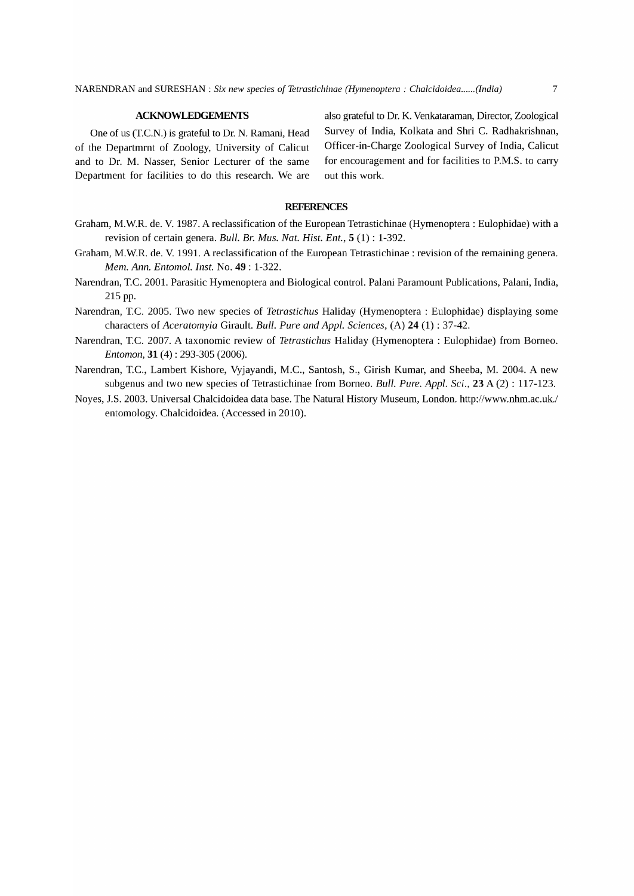## ACKNOWLEDGEMENTS

One of us (T.C.N.) is grateful to Dr. N. Ramani, Head of the Departmrnt of Zoology, University of Calicut and to Dr. M. Nasser, Senior Lecturer of the same Department for facilities to do this research. We are also grateful to Dr. K. Venkataraman, Director, Zoological Survey of India, Kolkata and Shri C. Radhakrishnan, Officer-in-Charge Zoological Survey of India, Calicut for encouragement and for facilities to P.M.S. to carry out this work.

## REFERENCES

Graham, M.W.R. de. V. 1987. A reclassification of the European Tetrastichinae (Hymenoptera : Eulophidae) with a revision of certain genera. *Bull. Br. Mus. Nat. Hist. Ent.*, **5** (1) : 1-392.

Graham, M.W.R. de. V. 1991. A reclassification of the European Tetrastichinae : revision of the remaining genera. *Mem. Ann. Entomol. Inst.* No. **49** : 1-322.

Narendran, T.C. 2001. Parasitic Hymenoptera and Biological control. Palani Paramount Publications, Palani, India, 215 pp.

Narendran, T.C. 2005. Two new species of *Tetrastichus* Haliday (Hymenoptera : Eulophidae) displaying some characters of *Aceratomyia* Girault. *Bull. Pure and Appl. Sciences*, (A) **24** (1) : 37-42.

Narendran, T.C. 2007. A taxonomic review of *Tetrastichus* Haliday (Hymenoptera : Eulophidae) from Borneo. *Entomon*, **31** (4) : 293-305 (2006).

Narendran, T.C., Lambert Kishore, Vyjayandi, M.C., Santosh, S., Girish Kumar, and Sheeba, M. 2004. A new subgenus and two new species of Tetrastichinae from Borneo. *Bull. Pure. Appl. Sci.*, **23** A (2) : 117-123.

Noyes, J.S. 2003. Universal Chalcidoidea data base. The Natural History Museum, London. http://www.nhm.ac.uk./ entomology. Chalcidoidea. (Accessed in 2010).